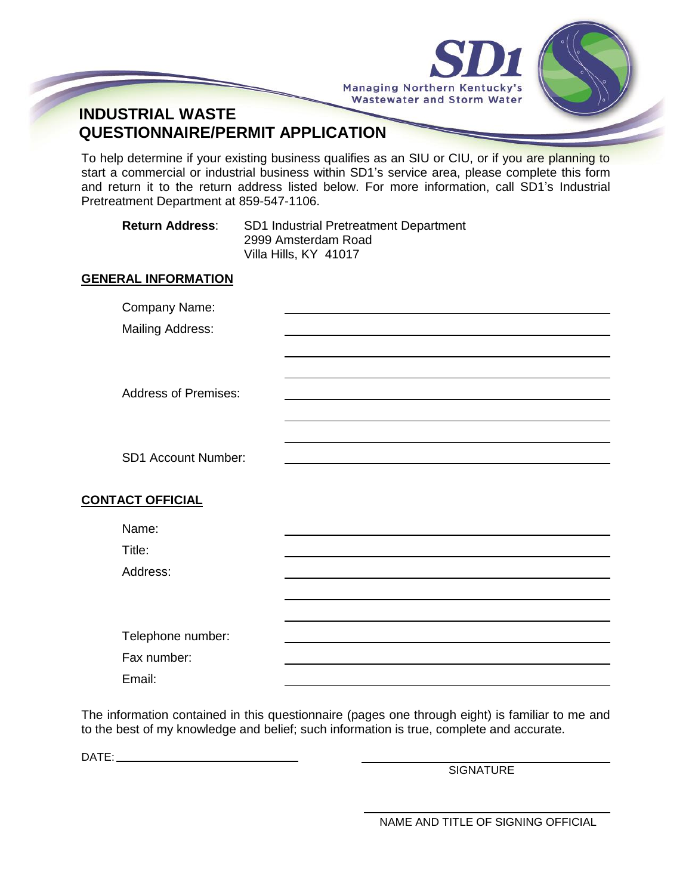SD1
Managing Northern Kentucky's Wastewater and Storm Water

# INDUSTRIAL WASTE QUESTIONNAIRE/PERMIT APPLICATION

To help determine if your existing business qualifies as an SIU or CIU, or if you are planning to start a commercial or industrial business within SD1's service area, please complete this form and return it to the return address listed below. For more information, call SD1's Industrial Pretreatment Department at 859-547-1106.

**Return Address**: SD1 Industrial Pretreatment Department
2999 Amsterdam Road
Villa Hills, KY 41017

## GENERAL INFORMATION

Company Name: ______________________________

Mailing Address: ______________________________

______________________________

______________________________

Address of Premises: ______________________________

______________________________

______________________________

SD1 Account Number: ______________________________

## CONTACT OFFICIAL

Name: ______________________________

Title: ______________________________

Address: ______________________________

______________________________

______________________________

Telephone number: ______________________________

Fax number: ______________________________

Email: ______________________________

The information contained in this questionnaire (pages one through eight) is familiar to me and to the best of my knowledge and belief; such information is true, complete and accurate.

DATE: ______________________________

______________________________
SIGNATURE

______________________________
NAME AND TITLE OF SIGNING OFFICIAL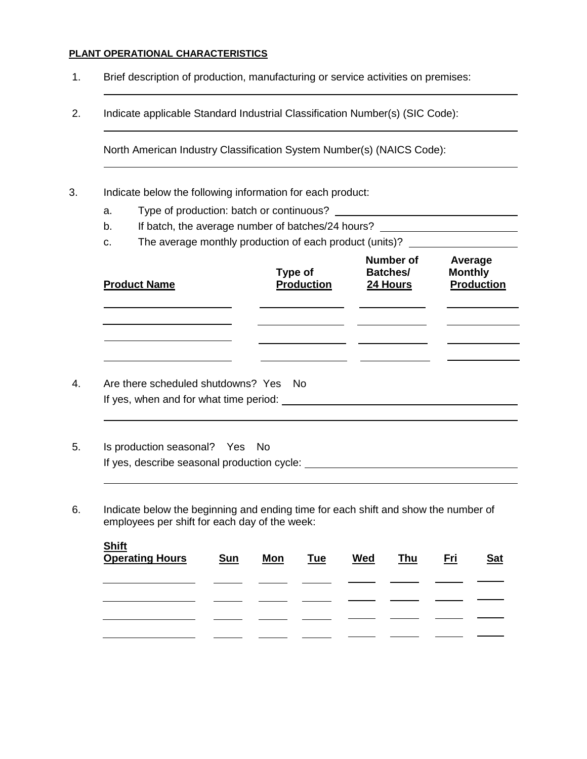**PLANT OPERATIONAL CHARACTERISTICS**

1. Brief description of production, manufacturing or service activities on premises:

2. Indicate applicable Standard Industrial Classification Number(s) (SIC Code):

   North American Industry Classification System Number(s) (NAICS Code):

3. Indicate below the following information for each product:

   a. Type of production: batch or continuous?

   b. If batch, the average number of batches/24 hours?

   c. The average monthly production of each product (units)?

| Product Name | Type of Production | Number of Batches/ 24 Hours | Average Monthly Production |
|---|---|---|---|
| | | | |
| | | | |
| | | | |
| | | | |

4. Are there scheduled shutdowns? Yes No

   If yes, when and for what time period:

5. Is production seasonal? Yes No

   If yes, describe seasonal production cycle:

6. Indicate below the beginning and ending time for each shift and show the number of employees per shift for each day of the week:

| Shift Operating Hours | Sun | Mon | Tue | Wed | Thu | Fri | Sat |
|---|---|---|---|---|---|---|---|
| | | | | | | | |
| | | | | | | | |
| | | | | | | | |
| | | | | | | | |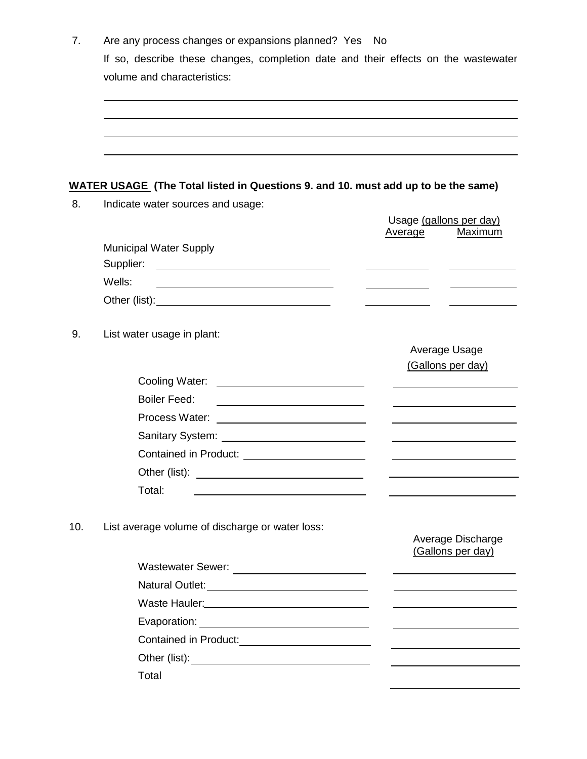7. Are any process changes or expansions planned? Yes No

   If so, describe these changes, completion date and their effects on the wastewater volume and characteristics:

   ______________________________________________________________________

   ______________________________________________________________________

   ______________________________________________________________________

   ______________________________________________________________________

**<u>WATER USAGE</u> (The Total listed in Questions 9. and 10. must add up to be the same)**

8. Indicate water sources and usage:

| | | Usage (gallons per day) Average | Maximum |
|---|---|---|---|
| Municipal Water Supply | | | |
| Supplier: | ____________________ | __________ | __________ |
| Wells: | ____________________ | __________ | __________ |
| Other (list): | ____________________ | __________ | __________ |

9. List water usage in plant:

| | | Average Usage (Gallons per day) |
|---|---|---|
| Cooling Water: | ____________________ | __________ |
| Boiler Feed: | ____________________ | __________ |
| Process Water: | ____________________ | __________ |
| Sanitary System: | ____________________ | __________ |
| Contained in Product: | ____________________ | __________ |
| Other (list): | ____________________ | __________ |
| Total: | ____________________ | __________ |

10. List average volume of discharge or water loss:

| | | Average Discharge (Gallons per day) |
|---|---|---|
| Wastewater Sewer: | ____________________ | __________ |
| Natural Outlet: | ____________________ | __________ |
| Waste Hauler: | ____________________ | __________ |
| Evaporation: | ____________________ | __________ |
| Contained in Product: | ____________________ | __________ |
| Other (list): | ____________________ | __________ |
| Total | | __________ |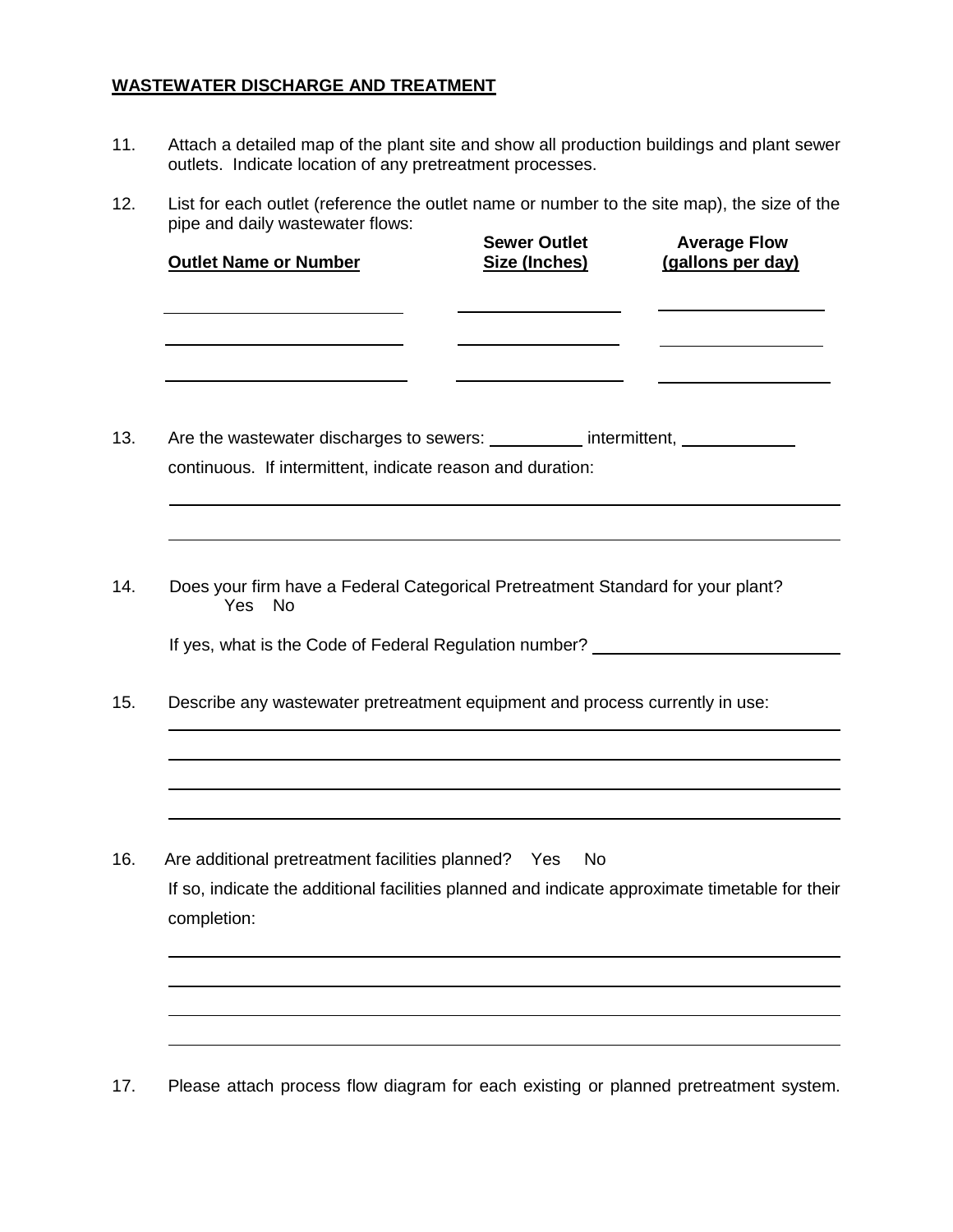**WASTEWATER DISCHARGE AND TREATMENT**

11. Attach a detailed map of the plant site and show all production buildings and plant sewer outlets. Indicate location of any pretreatment processes.

12. List for each outlet (reference the outlet name or number to the site map), the size of the pipe and daily wastewater flows:

| Outlet Name or Number | Sewer Outlet Size (Inches) | Average Flow (gallons per day) |
|---|---|---|
| | | |
| | | |
| | | |

13. Are the wastewater discharges to sewers: __________ intermittent, ____________ continuous. If intermittent, indicate reason and duration:

_______________________________________________________________________________

_______________________________________________________________________________

14. Does your firm have a Federal Categorical Pretreatment Standard for your plant?
    Yes No

    If yes, what is the Code of Federal Regulation number? __________________________

15. Describe any wastewater pretreatment equipment and process currently in use:

_______________________________________________________________________________

_______________________________________________________________________________

_______________________________________________________________________________

_______________________________________________________________________________

16. Are additional pretreatment facilities planned? Yes No

    If so, indicate the additional facilities planned and indicate approximate timetable for their completion:

_______________________________________________________________________________

_______________________________________________________________________________

_______________________________________________________________________________

_______________________________________________________________________________

17. Please attach process flow diagram for each existing or planned pretreatment system.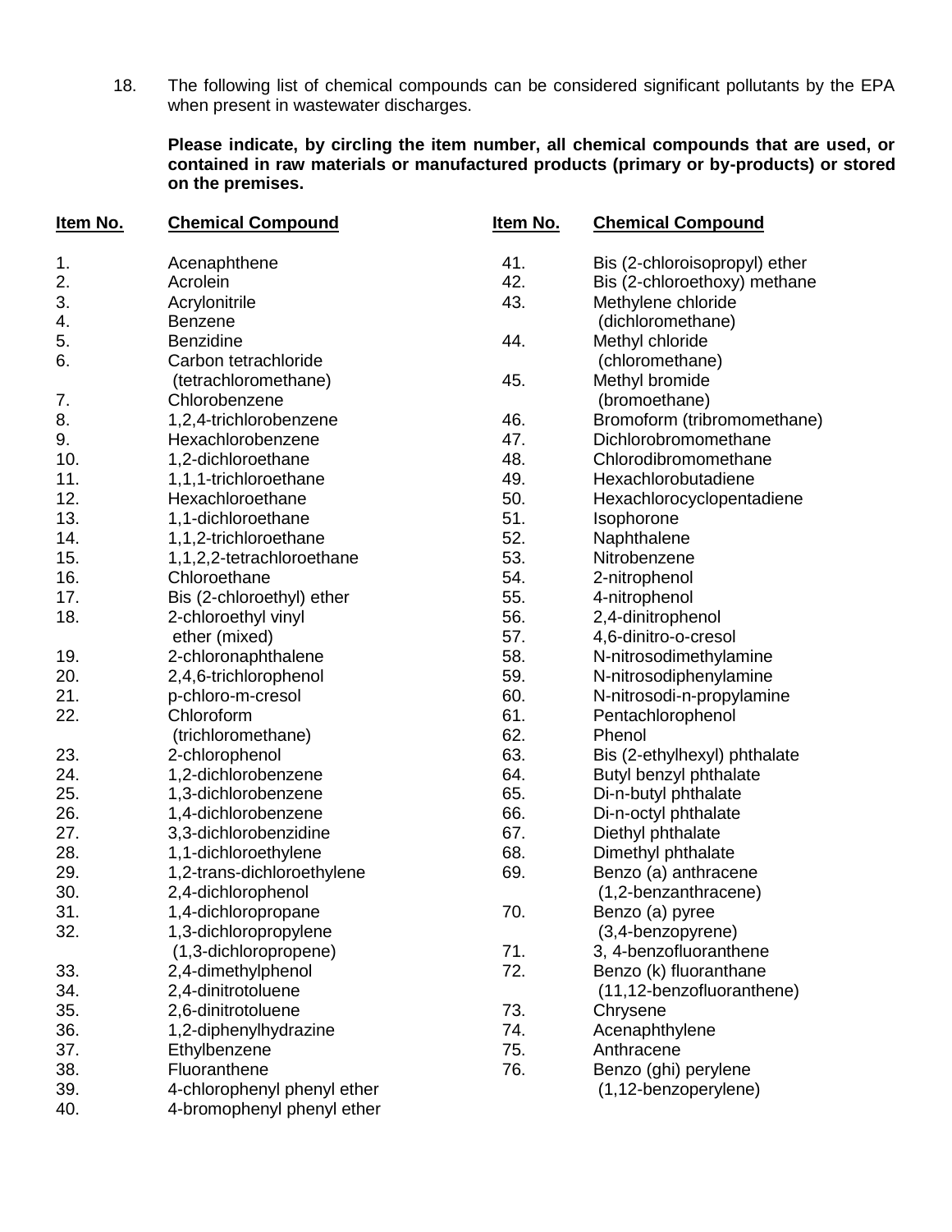18. The following list of chemical compounds can be considered significant pollutants by the EPA when present in wastewater discharges.

**Please indicate, by circling the item number, all chemical compounds that are used, or contained in raw materials or manufactured products (primary or by-products) or stored on the premises.**

| Item No. | Chemical Compound |
|---|---|
| 1. | Acenaphthene |
| 2. | Acrolein |
| 3. | Acrylonitrile |
| 4. | Benzene |
| 5. | Benzidine |
| 6. | Carbon tetrachloride (tetrachloromethane) |
| 7. | Chlorobenzene |
| 8. | 1,2,4-trichlorobenzene |
| 9. | Hexachlorobenzene |
| 10. | 1,2-dichloroethane |
| 11. | 1,1,1-trichloroethane |
| 12. | Hexachloroethane |
| 13. | 1,1-dichloroethane |
| 14. | 1,1,2-trichloroethane |
| 15. | 1,1,2,2-tetrachloroethane |
| 16. | Chloroethane |
| 17. | Bis (2-chloroethyl) ether |
| 18. | 2-chloroethyl vinyl ether (mixed) |
| 19. | 2-chloronaphthalene |
| 20. | 2,4,6-trichlorophenol |
| 21. | p-chloro-m-cresol |
| 22. | Chloroform (trichloromethane) |
| 23. | 2-chlorophenol |
| 24. | 1,2-dichlorobenzene |
| 25. | 1,3-dichlorobenzene |
| 26. | 1,4-dichlorobenzene |
| 27. | 3,3-dichlorobenzidine |
| 28. | 1,1-dichloroethylene |
| 29. | 1,2-trans-dichloroethylene |
| 30. | 2,4-dichlorophenol |
| 31. | 1,4-dichloropropane |
| 32. | 1,3-dichloropropylene (1,3-dichloropropene) |
| 33. | 2,4-dimethylphenol |
| 34. | 2,4-dinitrotoluene |
| 35. | 2,6-dinitrotoluene |
| 36. | 1,2-diphenylhydrazine |
| 37. | Ethylbenzene |
| 38. | Fluoranthene |
| 39. | 4-chlorophenyl phenyl ether |
| 40. | 4-bromophenyl phenyl ether |
| 41. | Bis (2-chloroisopropyl) ether |
| 42. | Bis (2-chloroethoxy) methane |
| 43. | Methylene chloride (dichloromethane) |
| 44. | Methyl chloride (chloromethane) |
| 45. | Methyl bromide (bromoethane) |
| 46. | Bromoform (tribromomethane) |
| 47. | Dichlorobromomethane |
| 48. | Chlorodibromomethane |
| 49. | Hexachlorobutadiene |
| 50. | Hexachlorocyclopentadiene |
| 51. | Isophorone |
| 52. | Naphthalene |
| 53. | Nitrobenzene |
| 54. | 2-nitrophenol |
| 55. | 4-nitrophenol |
| 56. | 2,4-dinitrophenol |
| 57. | 4,6-dinitro-o-cresol |
| 58. | N-nitrosodimethylamine |
| 59. | N-nitrosodiphenylamine |
| 60. | N-nitrosodi-n-propylamine |
| 61. | Pentachlorophenol |
| 62. | Phenol |
| 63. | Bis (2-ethylhexyl) phthalate |
| 64. | Butyl benzyl phthalate |
| 65. | Di-n-butyl phthalate |
| 66. | Di-n-octyl phthalate |
| 67. | Diethyl phthalate |
| 68. | Dimethyl phthalate |
| 69. | Benzo (a) anthracene (1,2-benzanthracene) |
| 70. | Benzo (a) pyree (3,4-benzopyrene) |
| 71. | 3, 4-benzofluoranthene |
| 72. | Benzo (k) fluoranthane (11,12-benzofluoranthene) |
| 73. | Chrysene |
| 74. | Acenaphthylene |
| 75. | Anthracene |
| 76. | Benzo (ghi) perylene (1,12-benzoperylene) |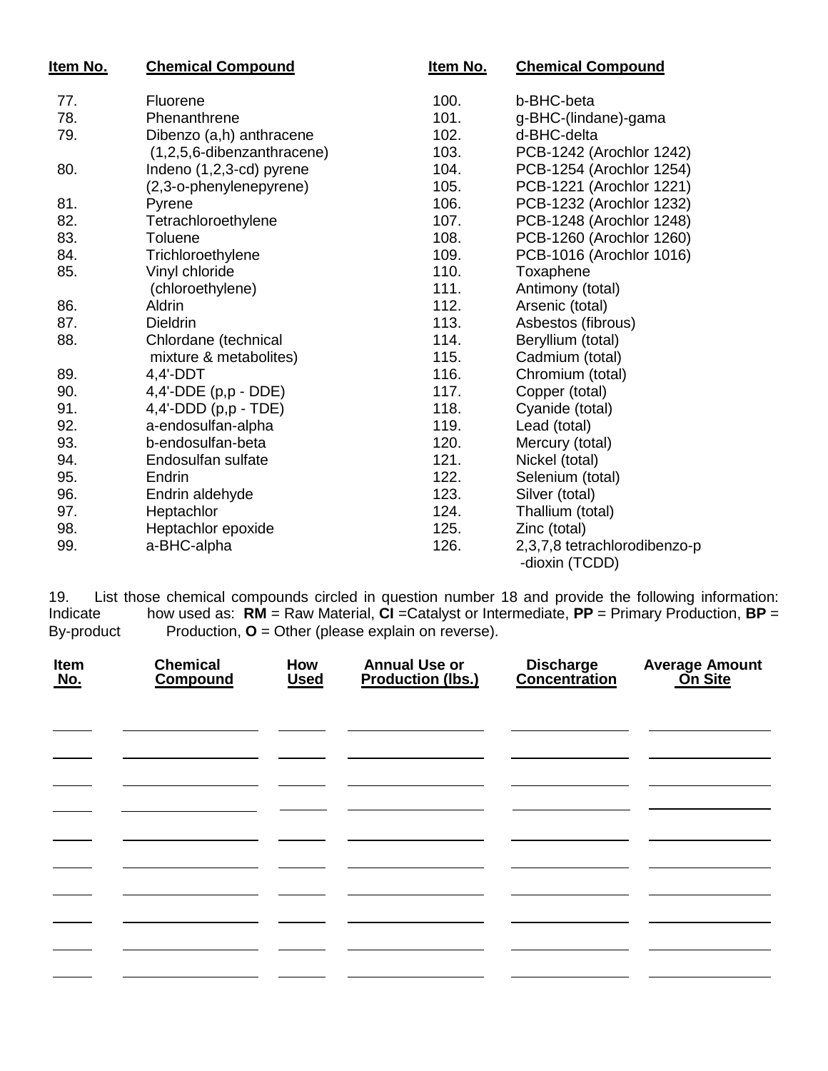| Item No. | Chemical Compound |
|---|---|
| 77. | Fluorene |
| 78. | Phenanthrene |
| 79. | Dibenzo (a,h) anthracene (1,2,5,6-dibenzanthracene) |
| 80. | Indeno (1,2,3-cd) pyrene (2,3-o-phenylenepyrene) |
| 81. | Pyrene |
| 82. | Tetrachloroethylene |
| 83. | Toluene |
| 84. | Trichloroethylene |
| 85. | Vinyl chloride (chloroethylene) |
| 86. | Aldrin |
| 87. | Dieldrin |
| 88. | Chlordane (technical mixture & metabolites) |
| 89. | 4,4'-DDT |
| 90. | 4,4'-DDE (p,p - DDE) |
| 91. | 4,4'-DDD (p,p - TDE) |
| 92. | a-endosulfan-alpha |
| 93. | b-endosulfan-beta |
| 94. | Endosulfan sulfate |
| 95. | Endrin |
| 96. | Endrin aldehyde |
| 97. | Heptachlor |
| 98. | Heptachlor epoxide |
| 99. | a-BHC-alpha |
| 100. | b-BHC-beta |
| 101. | g-BHC-(lindane)-gama |
| 102. | d-BHC-delta |
| 103. | PCB-1242 (Arochlor 1242) |
| 104. | PCB-1254 (Arochlor 1254) |
| 105. | PCB-1221 (Arochlor 1221) |
| 106. | PCB-1232 (Arochlor 1232) |
| 107. | PCB-1248 (Arochlor 1248) |
| 108. | PCB-1260 (Arochlor 1260) |
| 109. | PCB-1016 (Arochlor 1016) |
| 110. | Toxaphene |
| 111. | Antimony (total) |
| 112. | Arsenic (total) |
| 113. | Asbestos (fibrous) |
| 114. | Beryllium (total) |
| 115. | Cadmium (total) |
| 116. | Chromium (total) |
| 117. | Copper (total) |
| 118. | Cyanide (total) |
| 119. | Lead (total) |
| 120. | Mercury (total) |
| 121. | Nickel (total) |
| 122. | Selenium (total) |
| 123. | Silver (total) |
| 124. | Thallium (total) |
| 125. | Zinc (total) |
| 126. | 2,3,7,8 tetrachlorodibenzo-p-dioxin (TCDD) |

19. List those chemical compounds circled in question number 18 and provide the following information: Indicate how used as: **RM** = Raw Material, **CI** =Catalyst or Intermediate, **PP** = Primary Production, **BP** = By-product Production, **O** = Other (please explain on reverse).

| Item No. | Chemical Compound | How Used | Annual Use or Production (lbs.) | Discharge Concentration | Average Amount On Site |
|---|---|---|---|---|---|
| | | | | | |
| | | | | | |
| | | | | | |
| | | | | | |
| | | | | | |
| | | | | | |
| | | | | | |
| | | | | | |
| | | | | | |
| | | | | | |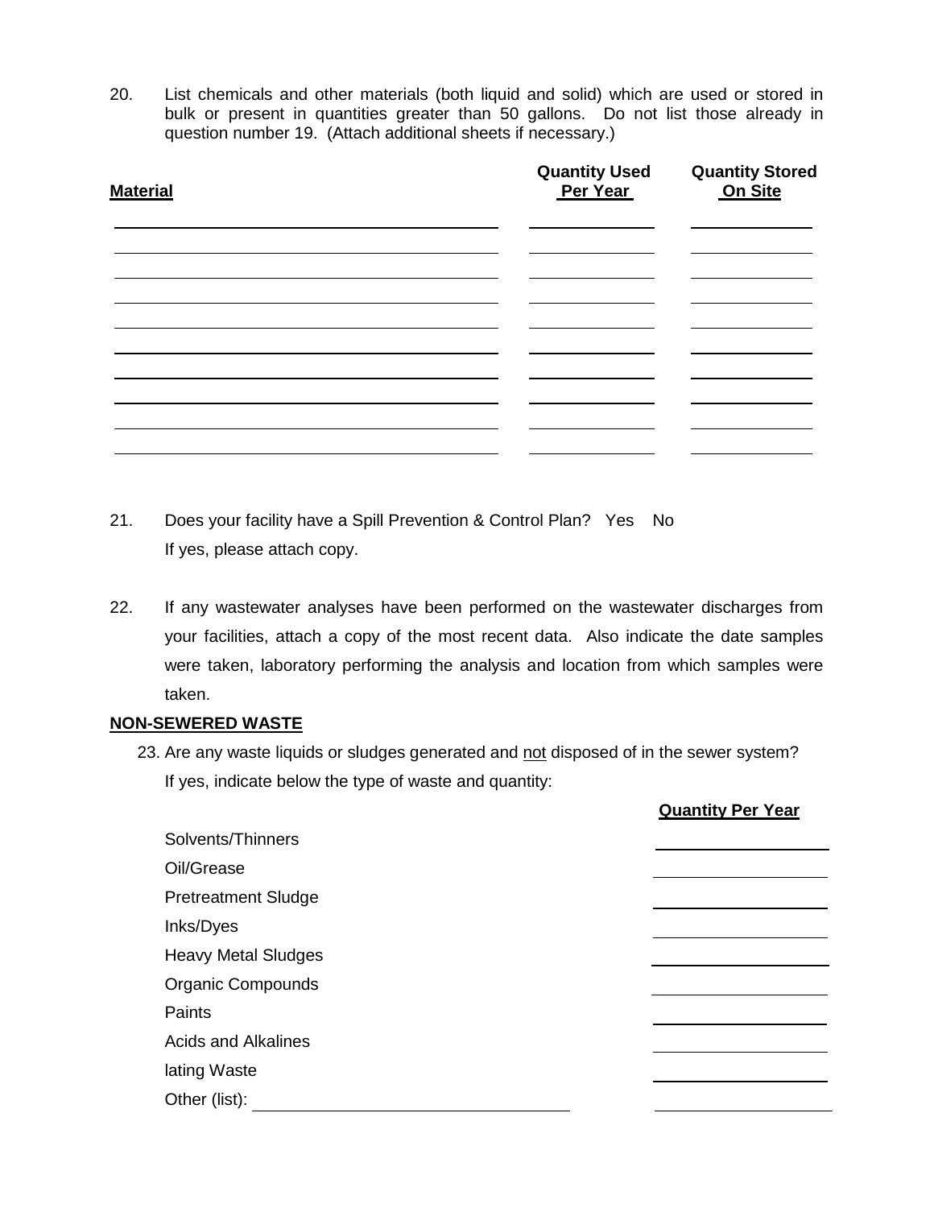20. List chemicals and other materials (both liquid and solid) which are used or stored in bulk or present in quantities greater than 50 gallons. Do not list those already in question number 19. (Attach additional sheets if necessary.)

| Material | Quantity Used Per Year | Quantity Stored On Site |
|---|---|---|
| | | |
| | | |
| | | |
| | | |
| | | |
| | | |
| | | |
| | | |
| | | |
| | | |

21. Does your facility have a Spill Prevention & Control Plan? Yes No
    If yes, please attach copy.

22. If any wastewater analyses have been performed on the wastewater discharges from your facilities, attach a copy of the most recent data. Also indicate the date samples were taken, laboratory performing the analysis and location from which samples were taken.

**NON-SEWERED WASTE**

23. Are any waste liquids or sludges generated and not disposed of in the sewer system? If yes, indicate below the type of waste and quantity:

| | Quantity Per Year |
|---|---|
| Solvents/Thinners | |
| Oil/Grease | |
| Pretreatment Sludge | |
| Inks/Dyes | |
| Heavy Metal Sludges | |
| Organic Compounds | |
| Paints | |
| Acids and Alkalines | |
| lating Waste | |
| Other (list): | |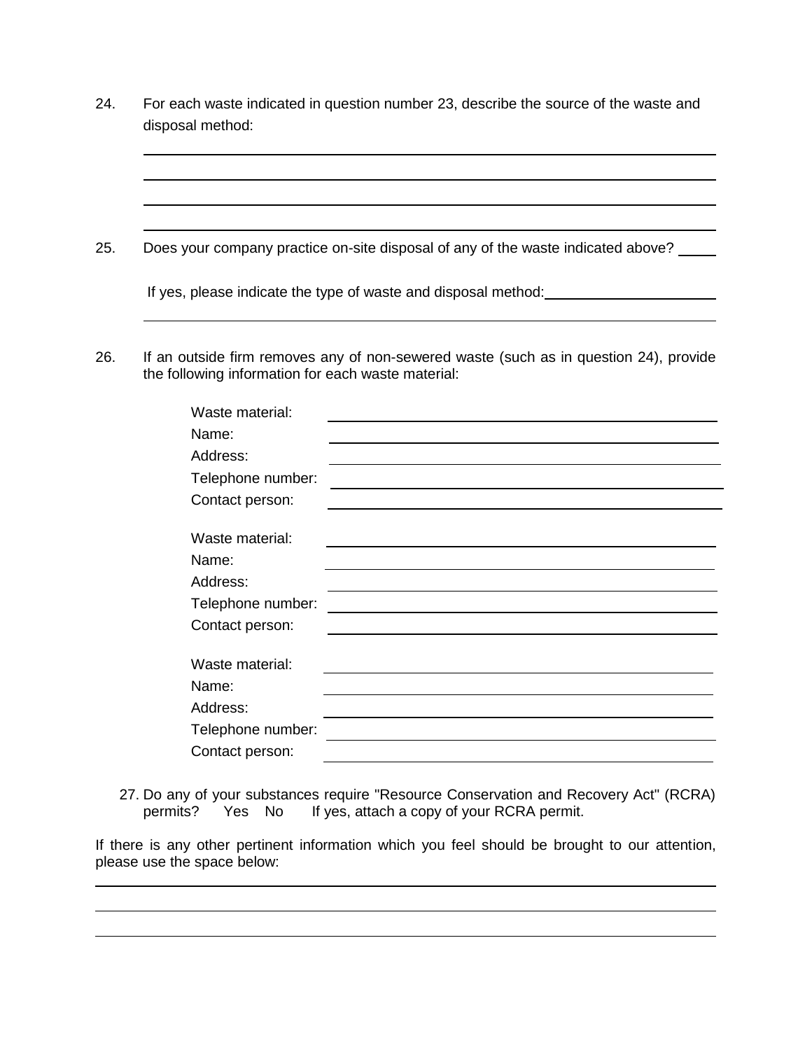24. For each waste indicated in question number 23, describe the source of the waste and disposal method:

\_\_\_\_\_\_\_\_\_\_\_\_\_\_\_\_\_\_\_\_\_\_\_\_\_\_\_\_\_\_\_\_\_\_\_\_\_\_\_\_\_\_\_\_\_\_\_\_\_\_\_\_\_\_\_\_\_\_\_\_

\_\_\_\_\_\_\_\_\_\_\_\_\_\_\_\_\_\_\_\_\_\_\_\_\_\_\_\_\_\_\_\_\_\_\_\_\_\_\_\_\_\_\_\_\_\_\_\_\_\_\_\_\_\_\_\_\_\_\_\_

\_\_\_\_\_\_\_\_\_\_\_\_\_\_\_\_\_\_\_\_\_\_\_\_\_\_\_\_\_\_\_\_\_\_\_\_\_\_\_\_\_\_\_\_\_\_\_\_\_\_\_\_\_\_\_\_\_\_\_\_

\_\_\_\_\_\_\_\_\_\_\_\_\_\_\_\_\_\_\_\_\_\_\_\_\_\_\_\_\_\_\_\_\_\_\_\_\_\_\_\_\_\_\_\_\_\_\_\_\_\_\_\_\_\_\_\_\_\_\_\_

25. Does your company practice on-site disposal of any of the waste indicated above? \_\_\_\_\_

If yes, please indicate the type of waste and disposal method: \_\_\_\_\_\_\_\_\_\_\_\_\_\_\_\_\_\_\_\_\_\_

\_\_\_\_\_\_\_\_\_\_\_\_\_\_\_\_\_\_\_\_\_\_\_\_\_\_\_\_\_\_\_\_\_\_\_\_\_\_\_\_\_\_\_\_\_\_\_\_\_\_\_\_\_\_\_\_\_\_\_\_

26. If an outside firm removes any of non-sewered waste (such as in question 24), provide the following information for each waste material:

Waste material: \_\_\_\_\_\_\_\_\_\_\_\_\_\_\_\_\_\_\_\_\_\_\_\_\_\_\_\_\_\_\_\_\_\_\_\_\_\_\_\_
Name: \_\_\_\_\_\_\_\_\_\_\_\_\_\_\_\_\_\_\_\_\_\_\_\_\_\_\_\_\_\_\_\_\_\_\_\_\_\_\_\_
Address: \_\_\_\_\_\_\_\_\_\_\_\_\_\_\_\_\_\_\_\_\_\_\_\_\_\_\_\_\_\_\_\_\_\_\_\_\_\_\_\_
Telephone number: \_\_\_\_\_\_\_\_\_\_\_\_\_\_\_\_\_\_\_\_\_\_\_\_\_\_\_\_\_\_\_\_\_\_\_\_\_\_\_\_
Contact person: \_\_\_\_\_\_\_\_\_\_\_\_\_\_\_\_\_\_\_\_\_\_\_\_\_\_\_\_\_\_\_\_\_\_\_\_\_\_\_\_

Waste material: \_\_\_\_\_\_\_\_\_\_\_\_\_\_\_\_\_\_\_\_\_\_\_\_\_\_\_\_\_\_\_\_\_\_\_\_\_\_\_\_
Name: \_\_\_\_\_\_\_\_\_\_\_\_\_\_\_\_\_\_\_\_\_\_\_\_\_\_\_\_\_\_\_\_\_\_\_\_\_\_\_\_
Address: \_\_\_\_\_\_\_\_\_\_\_\_\_\_\_\_\_\_\_\_\_\_\_\_\_\_\_\_\_\_\_\_\_\_\_\_\_\_\_\_
Telephone number: \_\_\_\_\_\_\_\_\_\_\_\_\_\_\_\_\_\_\_\_\_\_\_\_\_\_\_\_\_\_\_\_\_\_\_\_\_\_\_\_
Contact person: \_\_\_\_\_\_\_\_\_\_\_\_\_\_\_\_\_\_\_\_\_\_\_\_\_\_\_\_\_\_\_\_\_\_\_\_\_\_\_\_

Waste material: \_\_\_\_\_\_\_\_\_\_\_\_\_\_\_\_\_\_\_\_\_\_\_\_\_\_\_\_\_\_\_\_\_\_\_\_\_\_\_\_
Name: \_\_\_\_\_\_\_\_\_\_\_\_\_\_\_\_\_\_\_\_\_\_\_\_\_\_\_\_\_\_\_\_\_\_\_\_\_\_\_\_
Address: \_\_\_\_\_\_\_\_\_\_\_\_\_\_\_\_\_\_\_\_\_\_\_\_\_\_\_\_\_\_\_\_\_\_\_\_\_\_\_\_
Telephone number: \_\_\_\_\_\_\_\_\_\_\_\_\_\_\_\_\_\_\_\_\_\_\_\_\_\_\_\_\_\_\_\_\_\_\_\_\_\_\_\_
Contact person: \_\_\_\_\_\_\_\_\_\_\_\_\_\_\_\_\_\_\_\_\_\_\_\_\_\_\_\_\_\_\_\_\_\_\_\_\_\_\_\_

27. Do any of your substances require "Resource Conservation and Recovery Act" (RCRA) permits? Yes No If yes, attach a copy of your RCRA permit.

If there is any other pertinent information which you feel should be brought to our attention, please use the space below:

\_\_\_\_\_\_\_\_\_\_\_\_\_\_\_\_\_\_\_\_\_\_\_\_\_\_\_\_\_\_\_\_\_\_\_\_\_\_\_\_\_\_\_\_\_\_\_\_\_\_\_\_\_\_\_\_\_\_\_\_

\_\_\_\_\_\_\_\_\_\_\_\_\_\_\_\_\_\_\_\_\_\_\_\_\_\_\_\_\_\_\_\_\_\_\_\_\_\_\_\_\_\_\_\_\_\_\_\_\_\_\_\_\_\_\_\_\_\_\_\_

\_\_\_\_\_\_\_\_\_\_\_\_\_\_\_\_\_\_\_\_\_\_\_\_\_\_\_\_\_\_\_\_\_\_\_\_\_\_\_\_\_\_\_\_\_\_\_\_\_\_\_\_\_\_\_\_\_\_\_\_